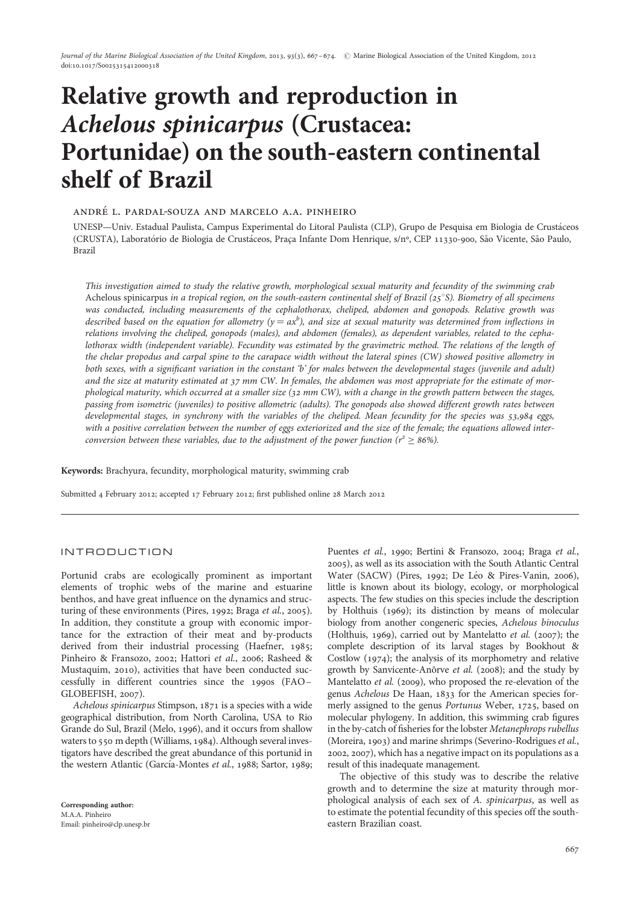# Relative growth and reproduction in *Achelous spinicarpus* (Crustacea: Portunidae) on the south-eastern continental shelf of Brazil

ANDRÉ L. PARDAL-SOUZA AND MARCELO A.A. PINHEIRO

UNESP—Univ. Estadual Paulista, Campus Experimental do Litoral Paulista (CLP), Grupo de Pesquisa em Biologia de Crustáceos (CRUSTA), Laboratório de Biologia de Crustáceos, Praça Infante Dom Henrique, s/nº, CEP 11330-900, São Vicente, São Paulo, Brazil

*This investigation aimed to study the relative growth, morphological sexual maturity and fecundity of the swimming crab* Achelous spinicarpus *in a tropical region, on the south-eastern continental shelf of Brazil (25°S). Biometry of all specimens was conducted, including measurements of the cephalothorax, cheliped, abdomen and gonopods. Relative growth was described based on the equation for allometry ($y = ax^b$), and size at sexual maturity was determined from inflections in relations involving the cheliped, gonopods (males), and abdomen (females), as dependent variables, related to the cephalothorax width (independent variable). Fecundity was estimated by the gravimetric method. The relations of the length of the chelar propodus and carpal spine to the carapace width without the lateral spines (CW) showed positive allometry in both sexes, with a significant variation in the constant 'b' for males between the developmental stages (juvenile and adult) and the size at maturity estimated at 37 mm CW. In females, the abdomen was most appropriate for the estimate of morphological maturity, which occurred at a smaller size (32 mm CW), with a change in the growth pattern between the stages, passing from isometric (juveniles) to positive allometric (adults). The gonopods also showed different growth rates between developmental stages, in synchrony with the variables of the cheliped. Mean fecundity for the species was 53,984 eggs, with a positive correlation between the number of eggs exteriorized and the size of the female; the equations allowed inter-conversion between these variables, due to the adjustment of the power function ($r^2 \geq 86\%$).*

**Keywords:** Brachyura, fecundity, morphological maturity, swimming crab

Submitted 4 February 2012; accepted 17 February 2012; first published online 28 March 2012

## INTRODUCTION

Portunid crabs are ecologically prominent as important elements of trophic webs of the marine and estuarine benthos, and have great influence on the dynamics and structuring of these environments (Pires, 1992; Braga *et al.*, 2005). In addition, they constitute a group with economic importance for the extraction of their meat and by-products derived from their industrial processing (Haefner, 1985; Pinheiro & Fransozo, 2002; Hattori *et al.*, 2006; Rasheed & Mustaquim, 2010), activities that have been conducted successfully in different countries since the 1990s (FAO–GLOBEFISH, 2007).

*Achelous spinicarpus* Stimpson, 1871 is a species with a wide geographical distribution, from North Carolina, USA to Rio Grande do Sul, Brazil (Melo, 1996), and it occurs from shallow waters to 550 m depth (Williams, 1984). Although several investigators have described the great abundance of this portunid in the western Atlantic (García-Montes *et al.*, 1988; Sartor, 1989; Puentes *et al.*, 1990; Bertini & Fransozo, 2004; Braga *et al.*, 2005), as well as its association with the South Atlantic Central Water (SACW) (Pires, 1992; De Léo & Pires-Vanin, 2006), little is known about its biology, ecology, or morphological aspects. The few studies on this species include the description by Holthuis (1969); its distinction by means of molecular biology from another congeneric species, *Achelous binoculus* (Holthuis, 1969), carried out by Mantelatto *et al.* (2007); the complete description of its larval stages by Bookhout & Costlow (1974); the analysis of its morphometry and relative growth by Sanvicente-Añorve *et al.* (2008); and the study by Mantelatto *et al.* (2009), who proposed the re-elevation of the genus *Achelous* De Haan, 1833 for the American species formerly assigned to the genus *Portunus* Weber, 1725, based on molecular phylogeny. In addition, this swimming crab figures in the by-catch of fisheries for the lobster *Metanephrops rubellus* (Moreira, 1903) and marine shrimps (Severino-Rodrigues *et al.*, 2002, 2007), which has a negative impact on its populations as a result of this inadequate management.

The objective of this study was to describe the relative growth and to determine the size at maturity through morphological analysis of each sex of *A. spinicarpus*, as well as to estimate the potential fecundity of this species off the south-eastern Brazilian coast.

**Corresponding author:**
M.A.A. Pinheiro
Email: pinheiro@clp.unesp.br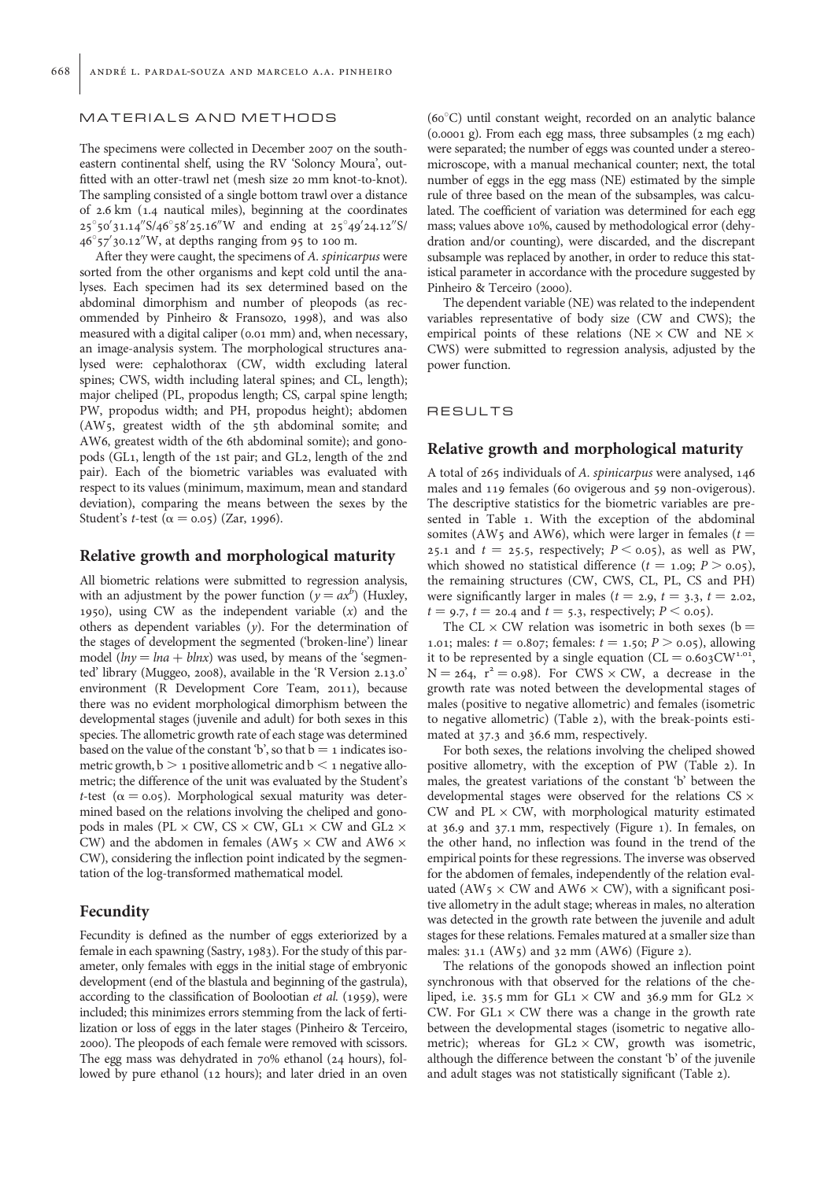## MATERIALS AND METHODS

The specimens were collected in December 2007 on the south-eastern continental shelf, using the RV 'Soloncy Moura', outfitted with an otter-trawl net (mesh size 20 mm knot-to-knot). The sampling consisted of a single bottom trawl over a distance of 2.6 km (1.4 nautical miles), beginning at the coordinates 25°50′31.14″S/46°58′25.16″W and ending at 25°49′24.12″S/46°57′30.12″W, at depths ranging from 95 to 100 m.

After they were caught, the specimens of *A. spinicarpus* were sorted from the other organisms and kept cold until the analyses. Each specimen had its sex determined based on the abdominal dimorphism and number of pleopods (as recommended by Pinheiro & Fransozo, 1998), and was also measured with a digital caliper (0.01 mm) and, when necessary, an image-analysis system. The morphological structures analysed were: cephalothorax (CW, width excluding lateral spines; CWS, width including lateral spines; and CL, length); major cheliped (PL, propodus length; CS, carpal spine length; PW, propodus width; and PH, propodus height); abdomen (AW5, greatest width of the 5th abdominal somite; and AW6, greatest width of the 6th abdominal somite); and gonopods (GL1, length of the 1st pair; and GL2, length of the 2nd pair). Each of the biometric variables was evaluated with respect to its values (minimum, maximum, mean and standard deviation), comparing the means between the sexes by the Student's *t*-test ($\alpha = 0.05$) (Zar, 1996).

### Relative growth and morphological maturity

All biometric relations were submitted to regression analysis, with an adjustment by the power function ($y = ax^b$) (Huxley, 1950), using CW as the independent variable ($x$) and the others as dependent variables ($y$). For the determination of the stages of development the segmented ('broken-line') linear model ($lny = lna + blnx$) was used, by means of the 'segmented' library (Muggeo, 2008), available in the 'R Version 2.13.0' environment (R Development Core Team, 2011), because there was no evident morphological dimorphism between the developmental stages (juvenile and adult) for both sexes in this species. The allometric growth rate of each stage was determined based on the value of the constant 'b', so that $b = 1$ indicates isometric growth, $b > 1$ positive allometric and $b < 1$ negative allometric; the difference of the unit was evaluated by the Student's *t*-test ($\alpha = 0.05$). Morphological sexual maturity was determined based on the relations involving the cheliped and gonopods in males (PL × CW, CS × CW, GL1 × CW and GL2 × CW) and the abdomen in females (AW5 × CW and AW6 × CW), considering the inflection point indicated by the segmentation of the log-transformed mathematical model.

### Fecundity

Fecundity is defined as the number of eggs exteriorized by a female in each spawning (Sastry, 1983). For the study of this parameter, only females with eggs in the initial stage of embryonic development (end of the blastula and beginning of the gastrula), according to the classification of Boolootian *et al.* (1959), were included; this minimizes errors stemming from the lack of fertilization or loss of eggs in the later stages (Pinheiro & Terceiro, 2000). The pleopods of each female were removed with scissors. The egg mass was dehydrated in 70% ethanol (24 hours), followed by pure ethanol (12 hours); and later dried in an oven (60°C) until constant weight, recorded on an analytic balance (0.0001 g). From each egg mass, three subsamples (2 mg each) were separated; the number of eggs was counted under a stereomicroscope, with a manual mechanical counter; next, the total number of eggs in the egg mass (NE) estimated by the simple rule of three based on the mean of the subsamples, was calculated. The coefficient of variation was determined for each egg mass; values above 10%, caused by methodological error (dehydration and/or counting), were discarded, and the discrepant subsample was replaced by another, in order to reduce this statistical parameter in accordance with the procedure suggested by Pinheiro & Terceiro (2000).

The dependent variable (NE) was related to the independent variables representative of body size (CW and CWS); the empirical points of these relations (NE × CW and NE × CWS) were submitted to regression analysis, adjusted by the power function.

## RESULTS

### Relative growth and morphological maturity

A total of 265 individuals of *A. spinicarpus* were analysed, 146 males and 119 females (60 ovigerous and 59 non-ovigerous). The descriptive statistics for the biometric variables are presented in Table 1. With the exception of the abdominal somites (AW5 and AW6), which were larger in females ($t = 25.1$ and $t = 25.5$, respectively; $P < 0.05$), as well as PW, which showed no statistical difference ($t = 1.09$; $P > 0.05$), the remaining structures (CW, CWS, CL, PL, CS and PH) were significantly larger in males ($t = 2.9$, $t = 3.3$, $t = 2.02$, $t = 9.7$, $t = 20.4$ and $t = 5.3$, respectively; $P < 0.05$).

The CL × CW relation was isometric in both sexes ($b = 1.01$; males: $t = 0.807$; females: $t = 1.50$; $P > 0.05$), allowing it to be represented by a single equation ($CL = 0.603CW^{1.01}$, $N = 264$, $r^2 = 0.98$). For CWS × CW, a decrease in the growth rate was noted between the developmental stages of males (positive to negative allometric) and females (isometric to negative allometric) (Table 2), with the break-points estimated at 37.3 and 36.6 mm, respectively.

For both sexes, the relations involving the cheliped showed positive allometry, with the exception of PW (Table 2). In males, the greatest variations of the constant 'b' between the developmental stages were observed for the relations CS × CW and PL × CW, with morphological maturity estimated at 36.9 and 37.1 mm, respectively (Figure 1). In females, on the other hand, no inflection was found in the trend of the empirical points for these regressions. The inverse was observed for the abdomen of females, independently of the relation evaluated (AW5 × CW and AW6 × CW), with a significant positive allometry in the adult stage; whereas in males, no alteration was detected in the growth rate between the juvenile and adult stages for these relations. Females matured at a smaller size than males: 31.1 (AW5) and 32 mm (AW6) (Figure 2).

The relations of the gonopods showed an inflection point synchronous with that observed for the relations of the cheliped, i.e. 35.5 mm for GL1 × CW and 36.9 mm for GL2 × CW. For GL1 × CW there was a change in the growth rate between the developmental stages (isometric to negative allometric); whereas for GL2 × CW, growth was isometric, although the difference between the constant 'b' of the juvenile and adult stages was not statistically significant (Table 2).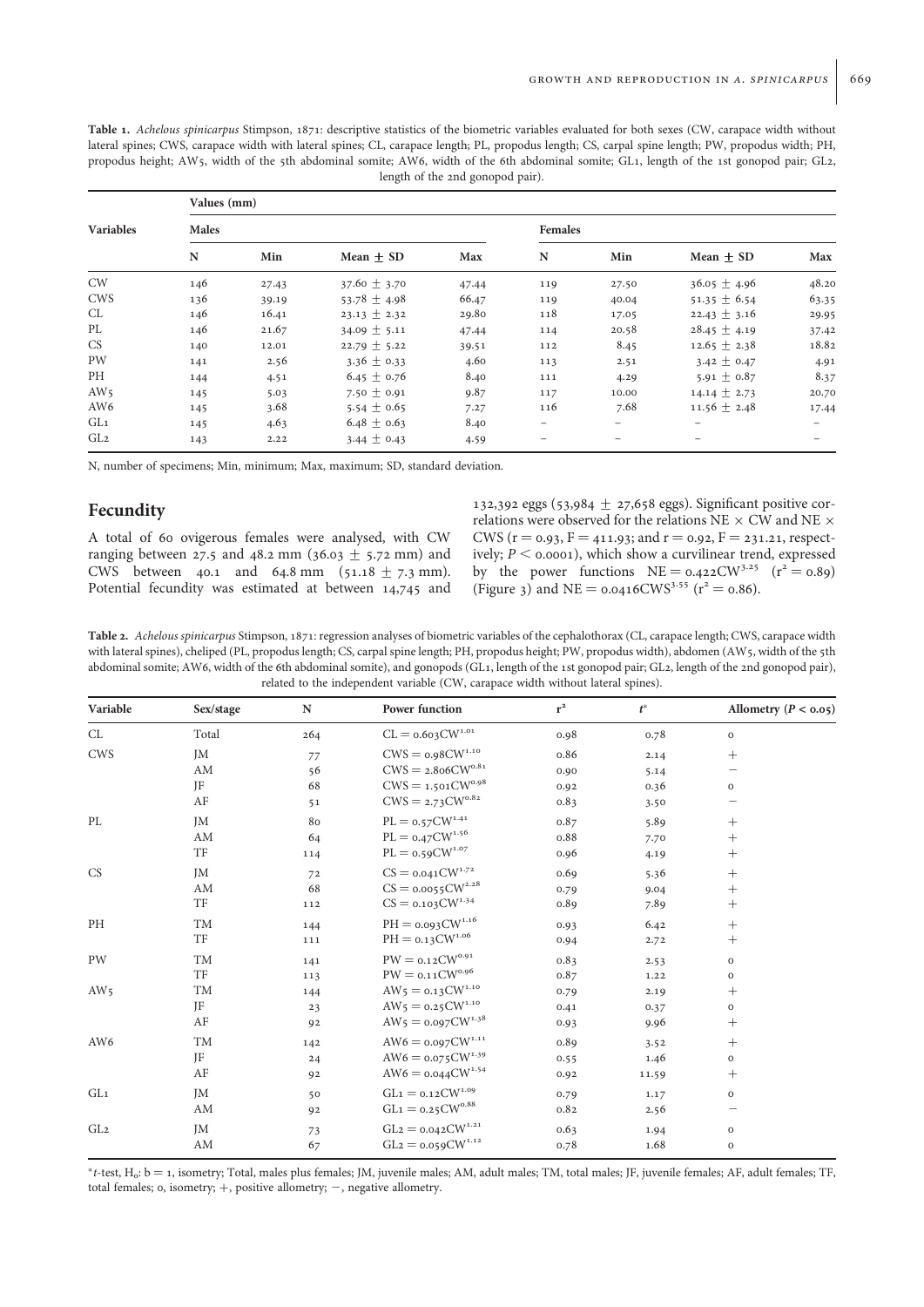**Table 1.** *Achelous spinicarpus* Stimpson, 1871: descriptive statistics of the biometric variables evaluated for both sexes (CW, carapace width without lateral spines; CWS, carapace width with lateral spines; CL, carapace length; PL, propodus length; CS, carpal spine length; PW, propodus width; PH, propodus height; AW5, width of the 5th abdominal somite; AW6, width of the 6th abdominal somite; GL1, length of the 1st gonopod pair; GL2, length of the 2nd gonopod pair).

| Variables | Values (mm) | | | | | | | |
|---|---|---|---|---|---|---|---|---|
| | Males | | | | Females | | | |
| | N | Min | Mean ± SD | Max | N | Min | Mean ± SD | Max |
| CW | 146 | 27.43 | 37.60 ± 3.70 | 47.44 | 119 | 27.50 | 36.05 ± 4.96 | 48.20 |
| CWS | 136 | 39.19 | 53.78 ± 4.98 | 66.47 | 119 | 40.04 | 51.35 ± 6.54 | 63.35 |
| CL | 146 | 16.41 | 23.13 ± 2.32 | 29.80 | 118 | 17.05 | 22.43 ± 3.16 | 29.95 |
| PL | 146 | 21.67 | 34.09 ± 5.11 | 47.44 | 114 | 20.58 | 28.45 ± 4.19 | 37.42 |
| CS | 140 | 12.01 | 22.79 ± 5.22 | 39.51 | 112 | 8.45 | 12.65 ± 2.38 | 18.82 |
| PW | 141 | 2.56 | 3.36 ± 0.33 | 4.60 | 113 | 2.51 | 3.42 ± 0.47 | 4.91 |
| PH | 144 | 4.51 | 6.45 ± 0.76 | 8.40 | 111 | 4.29 | 5.91 ± 0.87 | 8.37 |
| AW5 | 145 | 5.03 | 7.50 ± 0.91 | 9.87 | 117 | 10.00 | 14.14 ± 2.73 | 20.70 |
| AW6 | 145 | 3.68 | 5.54 ± 0.65 | 7.27 | 116 | 7.68 | 11.56 ± 2.48 | 17.44 |
| GL1 | 145 | 4.63 | 6.48 ± 0.63 | 8.40 | – | – | – | – |
| GL2 | 143 | 2.22 | 3.44 ± 0.43 | 4.59 | – | – | – | – |

N, number of specimens; Min, minimum; Max, maximum; SD, standard deviation.

## Fecundity

A total of 60 ovigerous females were analysed, with CW ranging between 27.5 and 48.2 mm (36.03 ± 5.72 mm) and CWS between 40.1 and 64.8 mm (51.18 ± 7.3 mm). Potential fecundity was estimated at between 14,745 and 132,392 eggs (53,984 ± 27,658 eggs). Significant positive correlations were observed for the relations NE × CW and NE × CWS ($r = 0.93$, $F = 411.93$; and $r = 0.92$, $F = 231.21$, respectively; $P < 0.0001$), which show a curvilinear trend, expressed by the power functions $NE = 0.422CW^{3.25}$ ($r^2 = 0.89$) (Figure 3) and $NE = 0.0416CWS^{3.55}$ ($r^2 = 0.86$).

**Table 2.** *Achelous spinicarpus* Stimpson, 1871: regression analyses of biometric variables of the cephalothorax (CL, carapace length; CWS, carapace width with lateral spines), cheliped (PL, propodus length; CS, carpal spine length; PH, propodus height; PW, propodus width), abdomen (AW5, width of the 5th abdominal somite; AW6, width of the 6th abdominal somite), and gonopods (GL1, length of the 1st gonopod pair; GL2, length of the 2nd gonopod pair), related to the independent variable (CW, carapace width without lateral spines).

| Variable | Sex/stage | N | Power function | $r^2$ | $t^*$ | Allometry ($P < 0.05$) |
|---|---|---|---|---|---|---|
| CL | Total | 264 | $CL = 0.603CW^{1.01}$ | 0.98 | 0.78 | o |
| CWS | JM | 77 | $CWS = 0.98CW^{1.10}$ | 0.86 | 2.14 | + |
| | AM | 56 | $CWS = 2.806CW^{0.81}$ | 0.90 | 5.14 | − |
| | JF | 68 | $CWS = 1.501CW^{0.98}$ | 0.92 | 0.36 | o |
| | AF | 51 | $CWS = 2.73CW^{0.82}$ | 0.83 | 3.50 | − |
| PL | JM | 80 | $PL = 0.57CW^{1.41}$ | 0.87 | 5.89 | + |
| | AM | 64 | $PL = 0.47CW^{1.56}$ | 0.88 | 7.70 | + |
| | TF | 114 | $PL = 0.59CW^{1.07}$ | 0.96 | 4.19 | + |
| CS | JM | 72 | $CS = 0.041CW^{1.72}$ | 0.69 | 5.36 | + |
| | AM | 68 | $CS = 0.0055CW^{2.28}$ | 0.79 | 9.04 | + |
| | TF | 112 | $CS = 0.103CW^{1.34}$ | 0.89 | 7.89 | + |
| PH | TM | 144 | $PH = 0.093CW^{1.16}$ | 0.93 | 6.42 | + |
| | TF | 111 | $PH = 0.13CW^{1.06}$ | 0.94 | 2.72 | + |
| PW | TM | 141 | $PW = 0.12CW^{0.91}$ | 0.83 | 2.53 | o |
| | TF | 113 | $PW = 0.11CW^{0.96}$ | 0.87 | 1.22 | o |
| AW5 | TM | 144 | $AW5 = 0.13CW^{1.10}$ | 0.79 | 2.19 | + |
| | JF | 23 | $AW5 = 0.25CW^{1.10}$ | 0.41 | 0.37 | o |
| | AF | 92 | $AW5 = 0.097CW^{1.38}$ | 0.93 | 9.96 | + |
| AW6 | TM | 142 | $AW6 = 0.097CW^{1.11}$ | 0.89 | 3.52 | + |
| | JF | 24 | $AW6 = 0.075CW^{1.39}$ | 0.55 | 1.46 | o |
| | AF | 92 | $AW6 = 0.044CW^{1.54}$ | 0.92 | 11.59 | + |
| GL1 | JM | 50 | $GL1 = 0.12CW^{1.09}$ | 0.79 | 1.17 | o |
| | AM | 92 | $GL1 = 0.25CW^{0.88}$ | 0.82 | 2.56 | − |
| GL2 | JM | 73 | $GL2 = 0.042CW^{1.21}$ | 0.63 | 1.94 | o |
| | AM | 67 | $GL2 = 0.059CW^{1.12}$ | 0.78 | 1.68 | o |

*t-test, $H_0$: b = 1, isometry; Total, males plus females; JM, juvenile males; AM, adult males; TM, total males; JF, juvenile females; AF, adult females; TF, total females; o, isometry; +, positive allometry; −, negative allometry.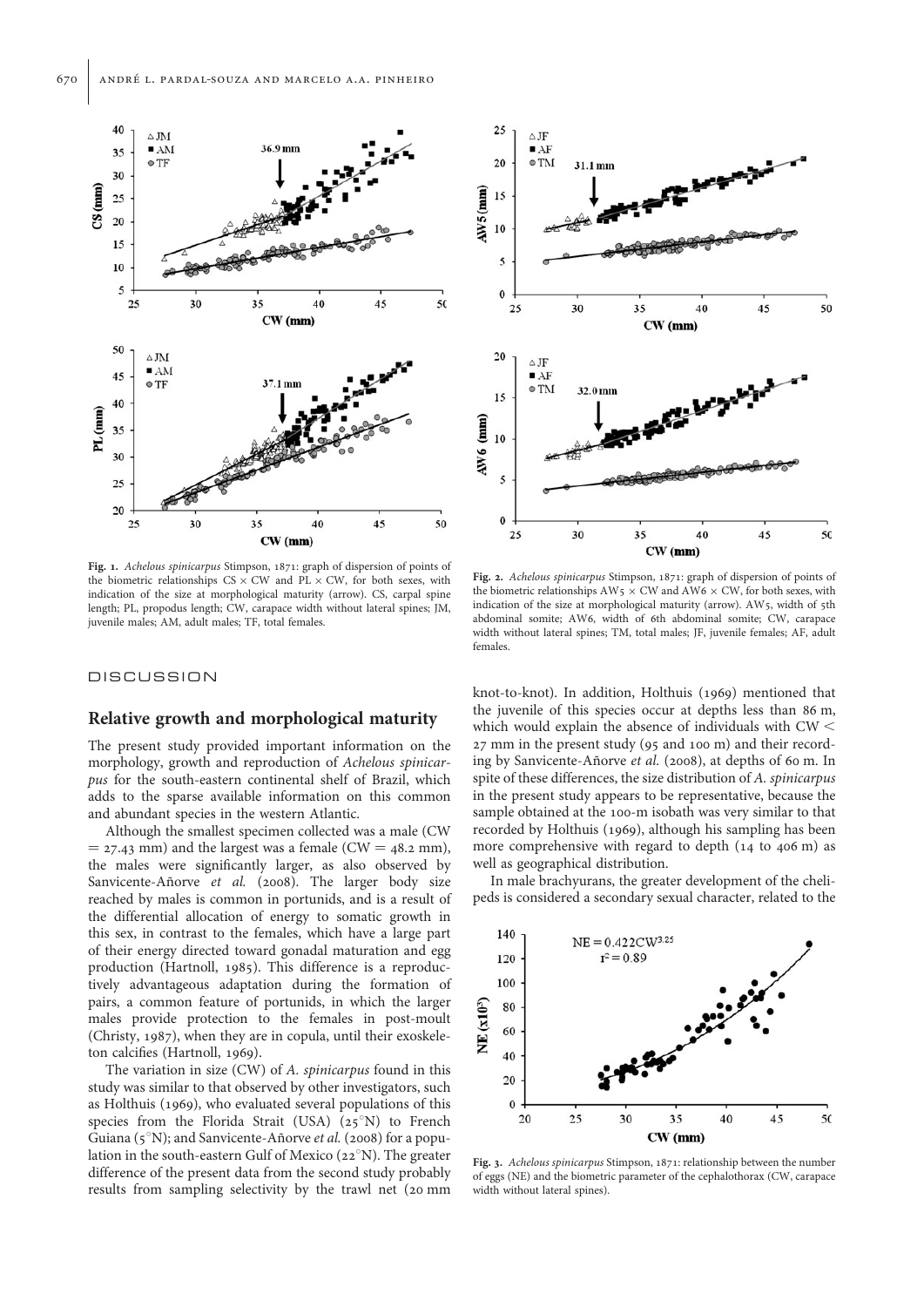Fig. 1. *Achelous spinicarpus* Stimpson, 1871: graph of dispersion of points of the biometric relationships CS × CW and PL × CW, for both sexes, with indication of the size at morphological maturity (arrow). CS, carpal spine length; PL, propodus length; CW, carapace width without lateral spines; JM, juvenile males; AM, adult males; TF, total females.

Fig. 2. *Achelous spinicarpus* Stimpson, 1871: graph of dispersion of points of the biometric relationships AW5 × CW and AW6 × CW, for both sexes, with indication of the size at morphological maturity (arrow). AW5, width of 5th abdominal somite; AW6, width of 6th abdominal somite; CW, carapace width without lateral spines; TM, total males; JF, juvenile females; AF, adult females.

# DISCUSSION

## Relative growth and morphological maturity

The present study provided important information on the morphology, growth and reproduction of *Achelous spinicarpus* for the south-eastern continental shelf of Brazil, which adds to the sparse available information on this common and abundant species in the western Atlantic.

Although the smallest specimen collected was a male (CW = 27.43 mm) and the largest was a female (CW = 48.2 mm), the males were significantly larger, as also observed by Sanvicente-Añorve *et al.* (2008). The larger body size reached by males is common in portunids, and is a result of the differential allocation of energy to somatic growth in this sex, in contrast to the females, which have a large part of their energy directed toward gonadal maturation and egg production (Hartnoll, 1985). This difference is a reproductively advantageous adaptation during the formation of pairs, a common feature of portunids, in which the larger males provide protection to the females in post-moult (Christy, 1987), when they are in copula, until their exoskeleton calcifies (Hartnoll, 1969).

The variation in size (CW) of *A. spinicarpus* found in this study was similar to that observed by other investigators, such as Holthuis (1969), who evaluated several populations of this species from the Florida Strait (USA) (25°N) to French Guiana (5°N); and Sanvicente-Añorve *et al.* (2008) for a population in the south-eastern Gulf of Mexico (22°N). The greater difference of the present data from the second study probably results from sampling selectivity by the trawl net (20 mm knot-to-knot). In addition, Holthuis (1969) mentioned that the juvenile of this species occur at depths less than 86 m, which would explain the absence of individuals with CW < 27 mm in the present study (95 and 100 m) and their recording by Sanvicente-Añorve *et al.* (2008), at depths of 60 m. In spite of these differences, the size distribution of *A. spinicarpus* in the present study appears to be representative, because the sample obtained at the 100-m isobath was very similar to that recorded by Holthuis (1969), although his sampling has been more comprehensive with regard to depth (14 to 406 m) as well as geographical distribution.

In male brachyurans, the greater development of the chelipeds is considered a secondary sexual character, related to the

Fig. 3. *Achelous spinicarpus* Stimpson, 1871: relationship between the number of eggs (NE) and the biometric parameter of the cephalothorax (CW, carapace width without lateral spines).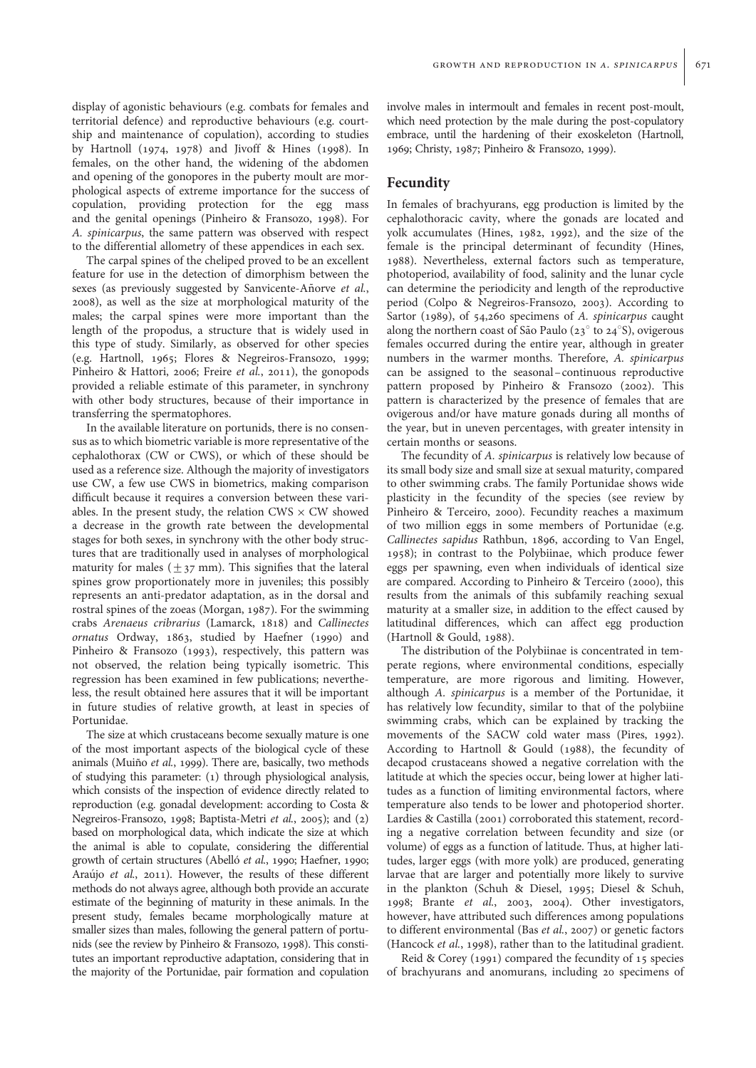display of agonistic behaviours (e.g. combats for females and territorial defence) and reproductive behaviours (e.g. courtship and maintenance of copulation), according to studies by Hartnoll (1974, 1978) and Jivoff & Hines (1998). In females, on the other hand, the widening of the abdomen and opening of the gonopores in the puberty moult are morphological aspects of extreme importance for the success of copulation, providing protection for the egg mass and the genital openings (Pinheiro & Fransozo, 1998). For *A. spinicarpus*, the same pattern was observed with respect to the differential allometry of these appendices in each sex.

The carpal spines of the cheliped proved to be an excellent feature for use in the detection of dimorphism between the sexes (as previously suggested by Sanvicente-Añorve *et al.*, 2008), as well as the size at morphological maturity of the males; the carpal spines were more important than the length of the propodus, a structure that is widely used in this type of study. Similarly, as observed for other species (e.g. Hartnoll, 1965; Flores & Negreiros-Fransozo, 1999; Pinheiro & Hattori, 2006; Freire *et al.*, 2011), the gonopods provided a reliable estimate of this parameter, in synchrony with other body structures, because of their importance in transferring the spermatophores.

In the available literature on portunids, there is no consensus as to which biometric variable is more representative of the cephalothorax (CW or CWS), or which of these should be used as a reference size. Although the majority of investigators use CW, a few use CWS in biometrics, making comparison difficult because it requires a conversion between these variables. In the present study, the relation CWS × CW showed a decrease in the growth rate between the developmental stages for both sexes, in synchrony with the other body structures that are traditionally used in analyses of morphological maturity for males (±37 mm). This signifies that the lateral spines grow proportionately more in juveniles; this possibly represents an anti-predator adaptation, as in the dorsal and rostral spines of the zoeas (Morgan, 1987). For the swimming crabs *Arenaeus cribrarius* (Lamarck, 1818) and *Callinectes ornatus* Ordway, 1863, studied by Haefner (1990) and Pinheiro & Fransozo (1993), respectively, this pattern was not observed, the relation being typically isometric. This regression has been examined in few publications; nevertheless, the result obtained here assures that it will be important in future studies of relative growth, at least in species of Portunidae.

The size at which crustaceans become sexually mature is one of the most important aspects of the biological cycle of these animals (Muiño *et al.*, 1999). There are, basically, two methods of studying this parameter: (1) through physiological analysis, which consists of the inspection of evidence directly related to reproduction (e.g. gonadal development: according to Costa & Negreiros-Fransozo, 1998; Baptista-Metri *et al.*, 2005); and (2) based on morphological data, which indicate the size at which the animal is able to copulate, considering the differential growth of certain structures (Abelló *et al.*, 1990; Haefner, 1990; Araújo *et al.*, 2011). However, the results of these different methods do not always agree, although both provide an accurate estimate of the beginning of maturity in these animals. In the present study, females became morphologically mature at smaller sizes than males, following the general pattern of portunids (see the review by Pinheiro & Fransozo, 1998). This constitutes an important reproductive adaptation, considering that in the majority of the Portunidae, pair formation and copulation involve males in intermoult and females in recent post-moult, which need protection by the male during the post-copulatory embrace, until the hardening of their exoskeleton (Hartnoll, 1969; Christy, 1987; Pinheiro & Fransozo, 1999).

## Fecundity

In females of brachyurans, egg production is limited by the cephalothoracic cavity, where the gonads are located and yolk accumulates (Hines, 1982, 1992), and the size of the female is the principal determinant of fecundity (Hines, 1988). Nevertheless, external factors such as temperature, photoperiod, availability of food, salinity and the lunar cycle can determine the periodicity and length of the reproductive period (Colpo & Negreiros-Fransozo, 2003). According to Sartor (1989), of 54,260 specimens of *A. spinicarpus* caught along the northern coast of São Paulo (23° to 24°S), ovigerous females occurred during the entire year, although in greater numbers in the warmer months. Therefore, *A. spinicarpus* can be assigned to the seasonal–continuous reproductive pattern proposed by Pinheiro & Fransozo (2002). This pattern is characterized by the presence of females that are ovigerous and/or have mature gonads during all months of the year, but in uneven percentages, with greater intensity in certain months or seasons.

The fecundity of *A. spinicarpus* is relatively low because of its small body size and small size at sexual maturity, compared to other swimming crabs. The family Portunidae shows wide plasticity in the fecundity of the species (see review by Pinheiro & Terceiro, 2000). Fecundity reaches a maximum of two million eggs in some members of Portunidae (e.g. *Callinectes sapidus* Rathbun, 1896, according to Van Engel, 1958); in contrast to the Polybiinae, which produce fewer eggs per spawning, even when individuals of identical size are compared. According to Pinheiro & Terceiro (2000), this results from the animals of this subfamily reaching sexual maturity at a smaller size, in addition to the effect caused by latitudinal differences, which can affect egg production (Hartnoll & Gould, 1988).

The distribution of the Polybiinae is concentrated in temperate regions, where environmental conditions, especially temperature, are more rigorous and limiting. However, although *A. spinicarpus* is a member of the Portunidae, it has relatively low fecundity, similar to that of the polybiine swimming crabs, which can be explained by tracking the movements of the SACW cold water mass (Pires, 1992). According to Hartnoll & Gould (1988), the fecundity of decapod crustaceans showed a negative correlation with the latitude at which the species occur, being lower at higher latitudes as a function of limiting environmental factors, where temperature also tends to be lower and photoperiod shorter. Lardies & Castilla (2001) corroborated this statement, recording a negative correlation between fecundity and size (or volume) of eggs as a function of latitude. Thus, at higher latitudes, larger eggs (with more yolk) are produced, generating larvae that are larger and potentially more likely to survive in the plankton (Schuh & Diesel, 1995; Diesel & Schuh, 1998; Brante *et al.*, 2003, 2004). Other investigators, however, have attributed such differences among populations to different environmental (Bas *et al.*, 2007) or genetic factors (Hancock *et al.*, 1998), rather than to the latitudinal gradient.

Reid & Corey (1991) compared the fecundity of 15 species of brachyurans and anomurans, including 20 specimens of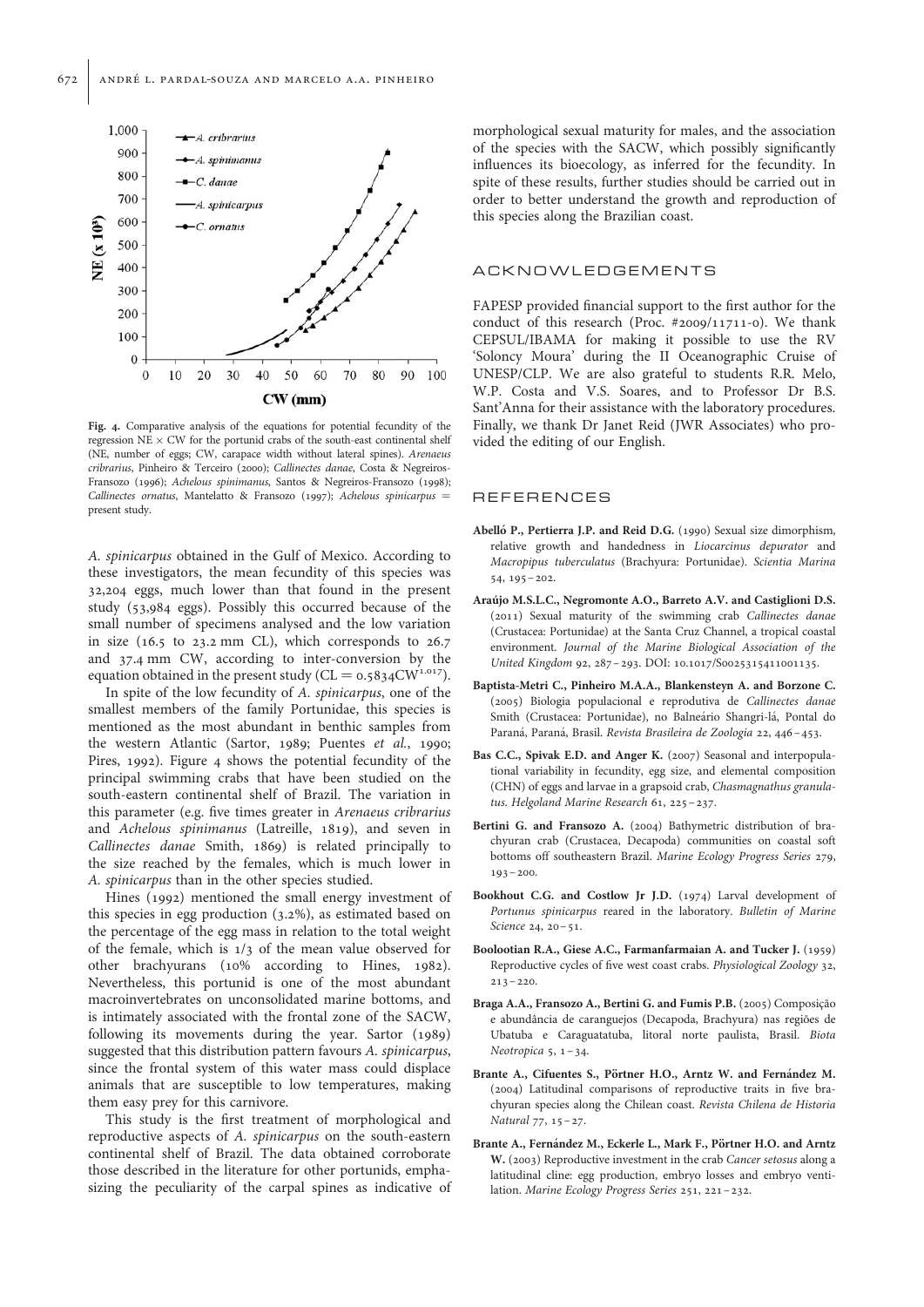**Fig. 4.** Comparative analysis of the equations for potential fecundity of the regression NE × CW for the portunid crabs of the south-east continental shelf (NE, number of eggs; CW, carapace width without lateral spines). *Arenaeus cribrarius*, Pinheiro & Terceiro (2000); *Callinectes danae*, Costa & Negreiros-Fransozo (1996); *Achelous spinimanus*, Santos & Negreiros-Fransozo (1998); *Callinectes ornatus*, Mantelatto & Fransozo (1997); *Achelous spinicarpus* = present study.

*A. spinicarpus* obtained in the Gulf of Mexico. According to these investigators, the mean fecundity of this species was 32,204 eggs, much lower than that found in the present study (53,984 eggs). Possibly this occurred because of the small number of specimens analysed and the low variation in size (16.5 to 23.2 mm CL), which corresponds to 26.7 and 37.4 mm CW, according to inter-conversion by the equation obtained in the present study ($CL = 0.5834CW^{1.017}$).

In spite of the low fecundity of *A. spinicarpus*, one of the smallest members of the family Portunidae, this species is mentioned as the most abundant in benthic samples from the western Atlantic (Sartor, 1989; Puentes *et al.*, 1990; Pires, 1992). Figure 4 shows the potential fecundity of the principal swimming crabs that have been studied on the south-eastern continental shelf of Brazil. The variation in this parameter (e.g. five times greater in *Arenaeus cribrarius* and *Achelous spinimanus* (Latreille, 1819), and seven in *Callinectes danae* Smith, 1869) is related principally to the size reached by the females, which is much lower in *A. spinicarpus* than in the other species studied.

Hines (1992) mentioned the small energy investment of this species in egg production (3.2%), as estimated based on the percentage of the egg mass in relation to the total weight of the female, which is 1/3 of the mean value observed for other brachyurans (10% according to Hines, 1982). Nevertheless, this portunid is one of the most abundant macroinvertebrates on unconsolidated marine bottoms, and is intimately associated with the frontal zone of the SACW, following its movements during the year. Sartor (1989) suggested that this distribution pattern favours *A. spinicarpus*, since the frontal system of this water mass could displace animals that are susceptible to low temperatures, making them easy prey for this carnivore.

This study is the first treatment of morphological and reproductive aspects of *A. spinicarpus* on the south-eastern continental shelf of Brazil. The data obtained corroborate those described in the literature for other portunids, emphasizing the peculiarity of the carpal spines as indicative of morphological sexual maturity for males, and the association of the species with the SACW, which possibly significantly influences its bioecology, as inferred for the fecundity. In spite of these results, further studies should be carried out in order to better understand the growth and reproduction of this species along the Brazilian coast.

## ACKNOWLEDGEMENTS

FAPESP provided financial support to the first author for the conduct of this research (Proc. #2009/11711-0). We thank CEPSUL/IBAMA for making it possible to use the RV 'Soloncy Moura' during the II Oceanographic Cruise of UNESP/CLP. We are also grateful to students R.R. Melo, W.P. Costa and V.S. Soares, and to Professor Dr B.S. Sant'Anna for their assistance with the laboratory procedures. Finally, we thank Dr Janet Reid (JWR Associates) who provided the editing of our English.

## REFERENCES

**Abelló P., Pertierra J.P. and Reid D.G.** (1990) Sexual size dimorphism, relative growth and handedness in *Liocarcinus depurator* and *Macropipus tuberculatus* (Brachyura: Portunidae). *Scientia Marina* 54, 195–202.

**Araújo M.S.L.C., Negromonte A.O., Barreto A.V. and Castiglioni D.S.** (2011) Sexual maturity of the swimming crab *Callinectes danae* (Crustacea: Portunidae) at the Santa Cruz Channel, a tropical coastal environment. *Journal of the Marine Biological Association of the United Kingdom* 92, 287–293. DOI: 10.1017/S0025315411001135.

**Baptista-Metri C., Pinheiro M.A.A., Blankensteyn A. and Borzone C.** (2005) Biologia populacional e reprodutiva de *Callinectes danae* Smith (Crustacea: Portunidae), no Balneário Shangri-lá, Pontal do Paraná, Paraná, Brasil. *Revista Brasileira de Zoologia* 22, 446–453.

**Bas C.C., Spivak E.D. and Anger K.** (2007) Seasonal and interpopulational variability in fecundity, egg size, and elemental composition (CHN) of eggs and larvae in a grapsoid crab, *Chasmagnathus granulatus*. *Helgoland Marine Research* 61, 225–237.

**Bertini G. and Fransozo A.** (2004) Bathymetric distribution of brachyuran crab (Crustacea, Decapoda) communities on coastal soft bottoms off southeastern Brazil. *Marine Ecology Progress Series* 279, 193–200.

**Bookhout C.G. and Costlow Jr J.D.** (1974) Larval development of *Portunus spinicarpus* reared in the laboratory. *Bulletin of Marine Science* 24, 20–51.

**Boolootian R.A., Giese A.C., Farmanfarmaian A. and Tucker J.** (1959) Reproductive cycles of five west coast crabs. *Physiological Zoology* 32, 213–220.

**Braga A.A., Fransozo A., Bertini G. and Fumis P.B.** (2005) Composição e abundância de caranguejos (Decapoda, Brachyura) nas regiões de Ubatuba e Caraguatatuba, litoral norte paulista, Brasil. *Biota Neotropica* 5, 1–34.

**Brante A., Cifuentes S., Pörtner H.O., Arntz W. and Fernández M.** (2004) Latitudinal comparisons of reproductive traits in five brachyuran species along the Chilean coast. *Revista Chilena de Historia Natural* 77, 15–27.

**Brante A., Fernández M., Eckerle L., Mark F., Pörtner H.O. and Arntz W.** (2003) Reproductive investment in the crab *Cancer setosus* along a latitudinal cline: egg production, embryo losses and embryo ventilation. *Marine Ecology Progress Series* 251, 221–232.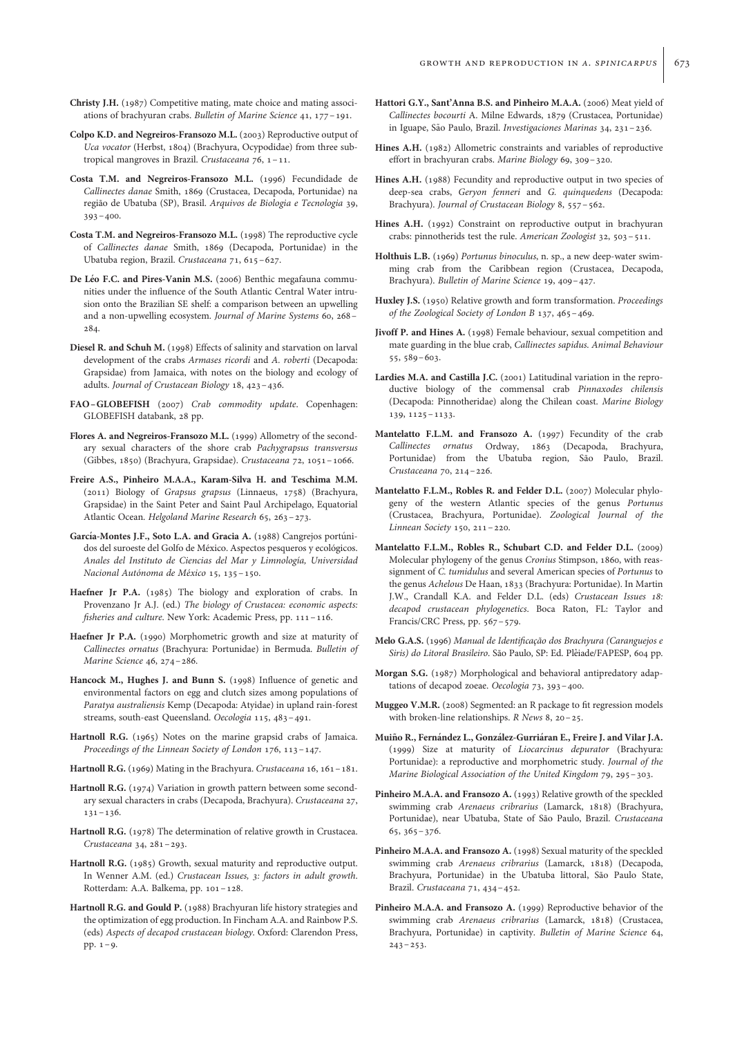**Christy J.H.** (1987) Competitive mating, mate choice and mating associations of brachyuran crabs. *Bulletin of Marine Science* 41, 177–191.

**Colpo K.D. and Negreiros-Fransozo M.L.** (2003) Reproductive output of *Uca vocator* (Herbst, 1804) (Brachyura, Ocypodidae) from three subtropical mangroves in Brazil. *Crustaceana* 76, 1–11.

**Costa T.M. and Negreiros-Fransozo M.L.** (1996) Fecundidade de *Callinectes danae* Smith, 1869 (Crustacea, Decapoda, Portunidae) na região de Ubatuba (SP), Brasil. *Arquivos de Biologia e Tecnologia* 39, 393–400.

**Costa T.M. and Negreiros-Fransozo M.L.** (1998) The reproductive cycle of *Callinectes danae* Smith, 1869 (Decapoda, Portunidae) in the Ubatuba region, Brazil. *Crustaceana* 71, 615–627.

**De Léo F.C. and Pires-Vanin M.S.** (2006) Benthic megafauna communities under the influence of the South Atlantic Central Water intrusion onto the Brazilian SE shelf: a comparison between an upwelling and a non-upwelling ecosystem. *Journal of Marine Systems* 60, 268–284.

**Diesel R. and Schuh M.** (1998) Effects of salinity and starvation on larval development of the crabs *Armases ricordi* and *A. roberti* (Decapoda: Grapsidae) from Jamaica, with notes on the biology and ecology of adults. *Journal of Crustacean Biology* 18, 423–436.

**FAO–GLOBEFISH** (2007) *Crab commodity update*. Copenhagen: GLOBEFISH databank, 28 pp.

**Flores A. and Negreiros-Fransozo M.L.** (1999) Allometry of the secondary sexual characters of the shore crab *Pachygrapsus transversus* (Gibbes, 1850) (Brachyura, Grapsidae). *Crustaceana* 72, 1051–1066.

**Freire A.S., Pinheiro M.A.A., Karam-Silva H. and Teschima M.M.** (2011) Biology of *Grapsus grapsus* (Linnaeus, 1758) (Brachyura, Grapsidae) in the Saint Peter and Saint Paul Archipelago, Equatorial Atlantic Ocean. *Helgoland Marine Research* 65, 263–273.

**García-Montes J.F., Soto L.A. and Gracia A.** (1988) Cangrejos portúnidos del suroeste del Golfo de México. Aspectos pesqueros y ecológicos. *Anales del Instituto de Ciencias del Mar y Limnología, Universidad Nacional Autónoma de México* 15, 135–150.

**Haefner Jr P.A.** (1985) The biology and exploration of crabs. In Provenzano Jr A.J. (ed.) *The biology of Crustacea: economic aspects: fisheries and culture*. New York: Academic Press, pp. 111–116.

**Haefner Jr P.A.** (1990) Morphometric growth and size at maturity of *Callinectes ornatus* (Brachyura: Portunidae) in Bermuda. *Bulletin of Marine Science* 46, 274–286.

**Hancock M., Hughes J. and Bunn S.** (1998) Influence of genetic and environmental factors on egg and clutch sizes among populations of *Paratya australiensis* Kemp (Decapoda: Atyidae) in upland rain-forest streams, south-east Queensland. *Oecologia* 115, 483–491.

**Hartnoll R.G.** (1965) Notes on the marine grapsid crabs of Jamaica. *Proceedings of the Linnean Society of London* 176, 113–147.

**Hartnoll R.G.** (1969) Mating in the Brachyura. *Crustaceana* 16, 161–181.

**Hartnoll R.G.** (1974) Variation in growth pattern between some secondary sexual characters in crabs (Decapoda, Brachyura). *Crustaceana* 27, 131–136.

**Hartnoll R.G.** (1978) The determination of relative growth in Crustacea. *Crustaceana* 34, 281–293.

**Hartnoll R.G.** (1985) Growth, sexual maturity and reproductive output. In Wenner A.M. (ed.) *Crustacean Issues, 3: factors in adult growth*. Rotterdam: A.A. Balkema, pp. 101–128.

**Hartnoll R.G. and Gould P.** (1988) Brachyuran life history strategies and the optimization of egg production. In Fincham A.A. and Rainbow P.S. (eds) *Aspects of decapod crustacean biology*. Oxford: Clarendon Press, pp. 1–9.

**Hattori G.Y., Sant'Anna B.S. and Pinheiro M.A.A.** (2006) Meat yield of *Callinectes bocourti* A. Milne Edwards, 1879 (Crustacea, Portunidae) in Iguape, São Paulo, Brazil. *Investigaciones Marinas* 34, 231–236.

**Hines A.H.** (1982) Allometric constraints and variables of reproductive effort in brachyuran crabs. *Marine Biology* 69, 309–320.

**Hines A.H.** (1988) Fecundity and reproductive output in two species of deep-sea crabs, *Geryon fenneri* and *G. quinquedens* (Decapoda: Brachyura). *Journal of Crustacean Biology* 8, 557–562.

**Hines A.H.** (1992) Constraint on reproductive output in brachyuran crabs: pinnotherids test the rule. *American Zoologist* 32, 503–511.

**Holthuis L.B.** (1969) *Portunus binoculus*, n. sp., a new deep-water swimming crab from the Caribbean region (Crustacea, Decapoda, Brachyura). *Bulletin of Marine Science* 19, 409–427.

**Huxley J.S.** (1950) Relative growth and form transformation. *Proceedings of the Zoological Society of London B* 137, 465–469.

**Jivoff P. and Hines A.** (1998) Female behaviour, sexual competition and mate guarding in the blue crab, *Callinectes sapidus*. *Animal Behaviour* 55, 589–603.

**Lardies M.A. and Castilla J.C.** (2001) Latitudinal variation in the reproductive biology of the commensal crab *Pinnaxodes chilensis* (Decapoda: Pinnotheridae) along the Chilean coast. *Marine Biology* 139, 1125–1133.

**Mantelatto F.L.M. and Fransozo A.** (1997) Fecundity of the crab *Callinectes ornatus* Ordway, 1863 (Decapoda, Brachyura, Portunidae) from the Ubatuba region, São Paulo, Brazil. *Crustaceana* 70, 214–226.

**Mantelatto F.L.M., Robles R. and Felder D.L.** (2007) Molecular phylogeny of the western Atlantic species of the genus *Portunus* (Crustacea, Brachyura, Portunidae). *Zoological Journal of the Linnean Society* 150, 211–220.

**Mantelatto F.L.M., Robles R., Schubart C.D. and Felder D.L.** (2009) Molecular phylogeny of the genus *Cronius* Stimpson, 1860, with reassignment of *C. tumidulus* and several American species of *Portunus* to the genus *Achelous* De Haan, 1833 (Brachyura: Portunidae). In Martin J.W., Crandall K.A. and Felder D.L. (eds) *Crustacean Issues 18: decapod crustacean phylogenetics*. Boca Raton, FL: Taylor and Francis/CRC Press, pp. 567–579.

**Melo G.A.S.** (1996) *Manual de Identificação dos Brachyura (Caranguejos e Siris) do Litoral Brasileiro*. São Paulo, SP: Ed. Plêiade/FAPESP, 604 pp.

**Morgan S.G.** (1987) Morphological and behavioral antipredatory adaptations of decapod zoeae. *Oecologia* 73, 393–400.

**Muggeo V.M.R.** (2008) Segmented: an R package to fit regression models with broken-line relationships. *R News* 8, 20–25.

**Muiño R., Fernández L., González-Gurriáran E., Freire J. and Vilar J.A.** (1999) Size at maturity of *Liocarcinus depurator* (Brachyura: Portunidae): a reproductive and morphometric study. *Journal of the Marine Biological Association of the United Kingdom* 79, 295–303.

**Pinheiro M.A.A. and Fransozo A.** (1993) Relative growth of the speckled swimming crab *Arenaeus cribrarius* (Lamarck, 1818) (Brachyura, Portunidae), near Ubatuba, State of São Paulo, Brazil. *Crustaceana* 65, 365–376.

**Pinheiro M.A.A. and Fransozo A.** (1998) Sexual maturity of the speckled swimming crab *Arenaeus cribrarius* (Lamarck, 1818) (Decapoda, Brachyura, Portunidae) in the Ubatuba littoral, São Paulo State, Brazil. *Crustaceana* 71, 434–452.

**Pinheiro M.A.A. and Fransozo A.** (1999) Reproductive behavior of the swimming crab *Arenaeus cribrarius* (Lamarck, 1818) (Crustacea, Brachyura, Portunidae) in captivity. *Bulletin of Marine Science* 64, 243–253.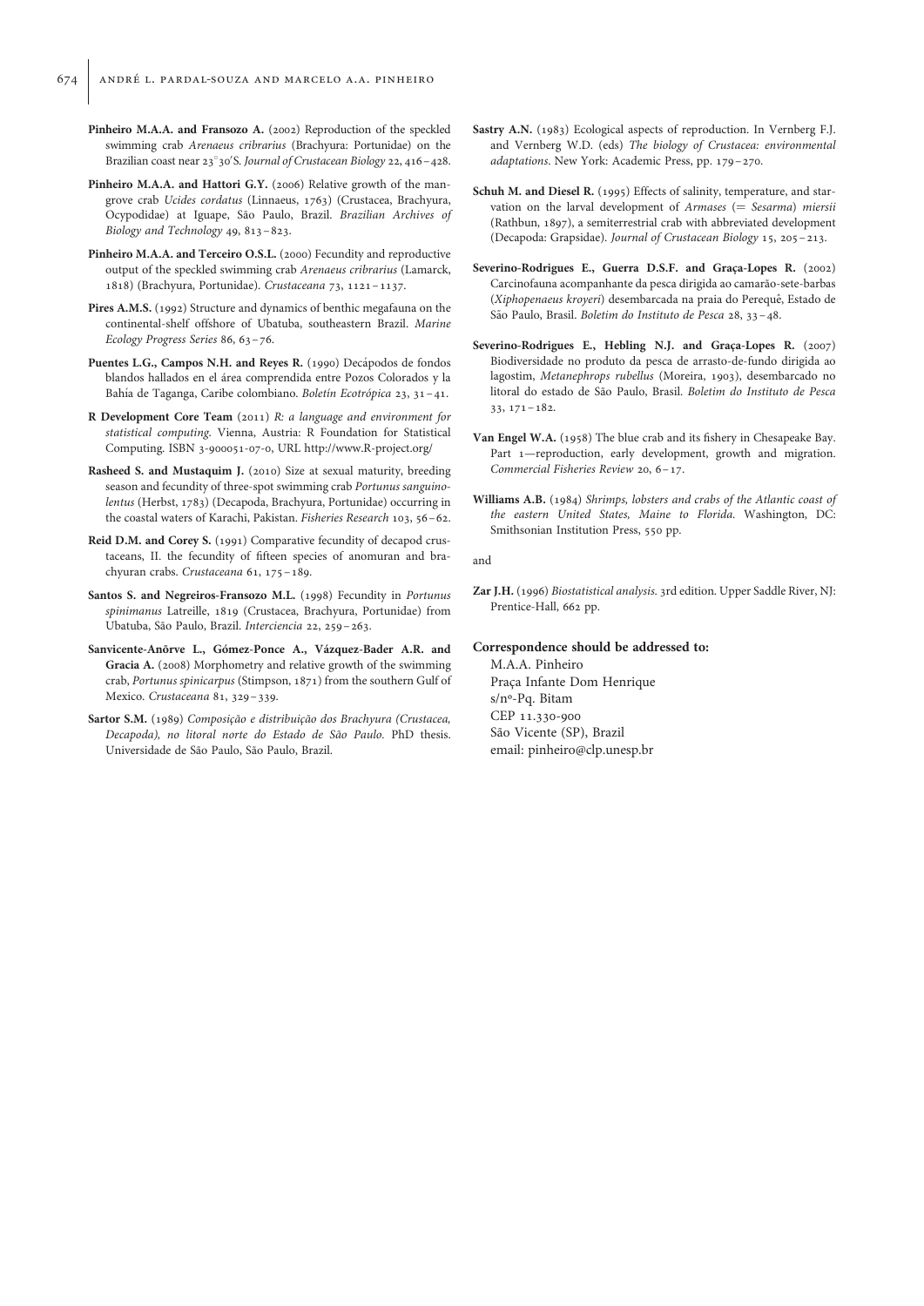**Pinheiro M.A.A. and Fransozo A.** (2002) Reproduction of the speckled swimming crab *Arenaeus cribrarius* (Brachyura: Portunidae) on the Brazilian coast near 23°30′S. *Journal of Crustacean Biology* 22, 416–428.

**Pinheiro M.A.A. and Hattori G.Y.** (2006) Relative growth of the mangrove crab *Ucides cordatus* (Linnaeus, 1763) (Crustacea, Brachyura, Ocypodidae) at Iguape, São Paulo, Brazil. *Brazilian Archives of Biology and Technology* 49, 813–823.

**Pinheiro M.A.A. and Terceiro O.S.L.** (2000) Fecundity and reproductive output of the speckled swimming crab *Arenaeus cribrarius* (Lamarck, 1818) (Brachyura, Portunidae). *Crustaceana* 73, 1121–1137.

**Pires A.M.S.** (1992) Structure and dynamics of benthic megafauna on the continental-shelf offshore of Ubatuba, southeastern Brazil. *Marine Ecology Progress Series* 86, 63–76.

**Puentes L.G., Campos N.H. and Reyes R.** (1990) Decápodos de fondos blandos hallados en el área comprendida entre Pozos Colorados y la Bahía de Taganga, Caribe colombiano. *Boletín Ecotrópica* 23, 31–41.

**R Development Core Team** (2011) *R: a language and environment for statistical computing*. Vienna, Austria: R Foundation for Statistical Computing. ISBN 3-900051-07-0, URL http://www.R-project.org/

**Rasheed S. and Mustaquim J.** (2010) Size at sexual maturity, breeding season and fecundity of three-spot swimming crab *Portunus sanguinolentus* (Herbst, 1783) (Decapoda, Brachyura, Portunidae) occurring in the coastal waters of Karachi, Pakistan. *Fisheries Research* 103, 56–62.

**Reid D.M. and Corey S.** (1991) Comparative fecundity of decapod crustaceans, II. the fecundity of fifteen species of anomuran and brachyuran crabs. *Crustaceana* 61, 175–189.

**Santos S. and Negreiros-Fransozo M.L.** (1998) Fecundity in *Portunus spinimanus* Latreille, 1819 (Crustacea, Brachyura, Portunidae) from Ubatuba, São Paulo, Brazil. *Interciencia* 22, 259–263.

**Sanvicente-Anôrve L., Gómez-Ponce A., Vázquez-Bader A.R. and Gracia A.** (2008) Morphometry and relative growth of the swimming crab, *Portunus spinicarpus* (Stimpson, 1871) from the southern Gulf of Mexico. *Crustaceana* 81, 329–339.

**Sartor S.M.** (1989) *Composição e distribuição dos Brachyura (Crustacea, Decapoda), no litoral norte do Estado de São Paulo*. PhD thesis. Universidade de São Paulo, São Paulo, Brazil.

**Sastry A.N.** (1983) Ecological aspects of reproduction. In Vernberg F.J. and Vernberg W.D. (eds) *The biology of Crustacea: environmental adaptations*. New York: Academic Press, pp. 179–270.

**Schuh M. and Diesel R.** (1995) Effects of salinity, temperature, and starvation on the larval development of *Armases* (= *Sesarma*) *miersii* (Rathbun, 1897), a semiterrestrial crab with abbreviated development (Decapoda: Grapsidae). *Journal of Crustacean Biology* 15, 205–213.

**Severino-Rodrigues E., Guerra D.S.F. and Graça-Lopes R.** (2002) Carcinofauna acompanhante da pesca dirigida ao camarão-sete-barbas (*Xiphopenaeus kroyeri*) desembarcada na praia do Perequê, Estado de São Paulo, Brasil. *Boletim do Instituto de Pesca* 28, 33–48.

**Severino-Rodrigues E., Hebling N.J. and Graça-Lopes R.** (2007) Biodiversidade no produto da pesca de arrasto-de-fundo dirigida ao lagostim, *Metanephrops rubellus* (Moreira, 1903), desembarcado no litoral do estado de São Paulo, Brasil. *Boletim do Instituto de Pesca* 33, 171–182.

**Van Engel W.A.** (1958) The blue crab and its fishery in Chesapeake Bay. Part 1—reproduction, early development, growth and migration. *Commercial Fisheries Review* 20, 6–17.

**Williams A.B.** (1984) *Shrimps, lobsters and crabs of the Atlantic coast of the eastern United States, Maine to Florida*. Washington, DC: Smithsonian Institution Press, 550 pp.

and

**Zar J.H.** (1996) *Biostatistical analysis*. 3rd edition. Upper Saddle River, NJ: Prentice-Hall, 662 pp.

**Correspondence should be addressed to:**

M.A.A. Pinheiro
Praça Infante Dom Henrique
s/nº-Pq. Bitam
CEP 11.330-900
São Vicente (SP), Brazil
email: pinheiro@clp.unesp.br